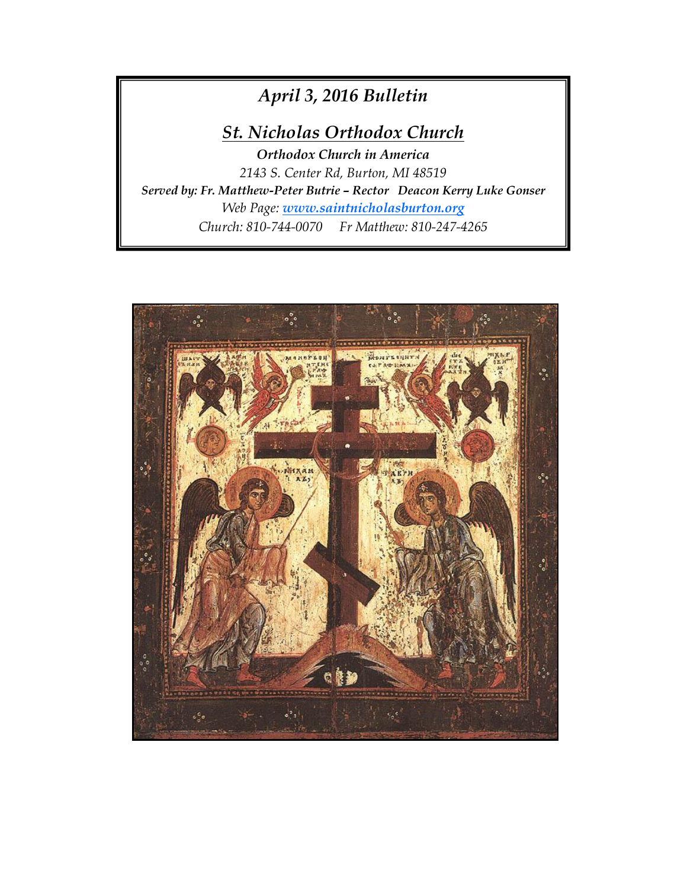# *April 3, 2016 Bulletin*

## *St. Nicholas Orthodox Church*

***Orthodox Church in America***

*2143 S. Center Rd, Burton, MI 48519*

***Served by: Fr. Matthew-Peter Butrie – Rector   Deacon Kerry Luke Gonser***

*Web Page: [www.saintnicholasburton.org](http://www.saintnicholasburton.org)*

*Church: 810-744-0070     Fr Matthew: 810-247-4265*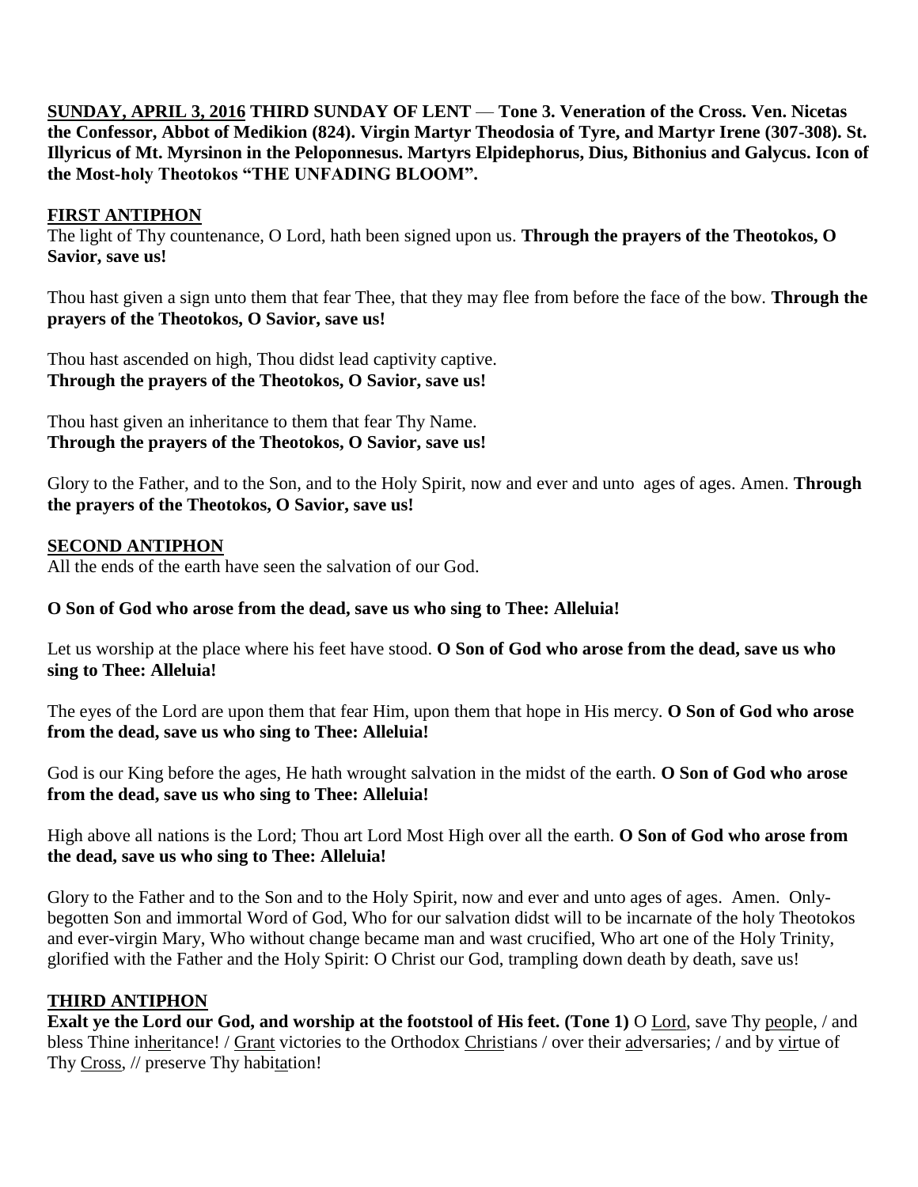**SUNDAY, APRIL 3, 2016 THIRD SUNDAY OF LENT — Tone 3. Veneration of the Cross. Ven. Nicetas the Confessor, Abbot of Medikion (824). Virgin Martyr Theodosia of Tyre, and Martyr Irene (307-308). St. Illyricus of Mt. Myrsinon in the Peloponnesus. Martyrs Elpidephorus, Dius, Bithonius and Galycus. Icon of the Most-holy Theotokos "THE UNFADING BLOOM".**

## FIRST ANTIPHON

The light of Thy countenance, O Lord, hath been signed upon us. **Through the prayers of the Theotokos, O Savior, save us!**

Thou hast given a sign unto them that fear Thee, that they may flee from before the face of the bow. **Through the prayers of the Theotokos, O Savior, save us!**

Thou hast ascended on high, Thou didst lead captivity captive.
**Through the prayers of the Theotokos, O Savior, save us!**

Thou hast given an inheritance to them that fear Thy Name.
**Through the prayers of the Theotokos, O Savior, save us!**

Glory to the Father, and to the Son, and to the Holy Spirit, now and ever and unto ages of ages. Amen. **Through the prayers of the Theotokos, O Savior, save us!**

## SECOND ANTIPHON

All the ends of the earth have seen the salvation of our God.

**O Son of God who arose from the dead, save us who sing to Thee: Alleluia!**

Let us worship at the place where his feet have stood. **O Son of God who arose from the dead, save us who sing to Thee: Alleluia!**

The eyes of the Lord are upon them that fear Him, upon them that hope in His mercy. **O Son of God who arose from the dead, save us who sing to Thee: Alleluia!**

God is our King before the ages, He hath wrought salvation in the midst of the earth. **O Son of God who arose from the dead, save us who sing to Thee: Alleluia!**

High above all nations is the Lord; Thou art Lord Most High over all the earth. **O Son of God who arose from the dead, save us who sing to Thee: Alleluia!**

Glory to the Father and to the Son and to the Holy Spirit, now and ever and unto ages of ages. Amen. Only-begotten Son and immortal Word of God, Who for our salvation didst will to be incarnate of the holy Theotokos and ever-virgin Mary, Who without change became man and wast crucified, Who art one of the Holy Trinity, glorified with the Father and the Holy Spirit: O Christ our God, trampling down death by death, save us!

## THIRD ANTIPHON

**Exalt ye the Lord our God, and worship at the footstool of His feet. (Tone 1)** O Lord, save Thy people, / and bless Thine inheritance! / Grant victories to the Orthodox Christians / over their adversaries; / and by virtue of Thy Cross, // preserve Thy habitation!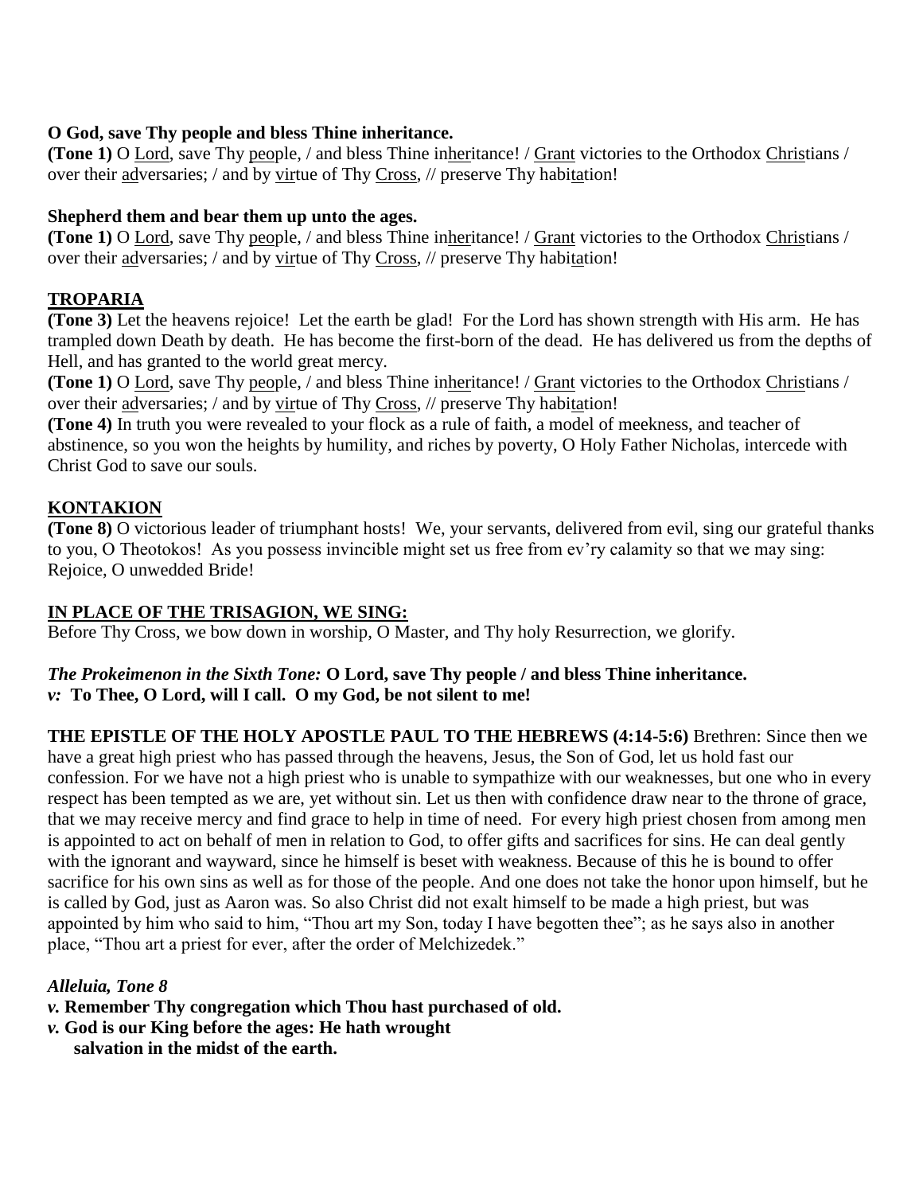**O God, save Thy people and bless Thine inheritance.**
**(Tone 1)** O Lord, save Thy people, / and bless Thine inheritance! / Grant victories to the Orthodox Christians / over their adversaries; / and by virtue of Thy Cross, // preserve Thy habitation!

**Shepherd them and bear them up unto the ages.**
**(Tone 1)** O Lord, save Thy people, / and bless Thine inheritance! / Grant victories to the Orthodox Christians / over their adversaries; / and by virtue of Thy Cross, // preserve Thy habitation!

## TROPARIA

**(Tone 3)** Let the heavens rejoice! Let the earth be glad! For the Lord has shown strength with His arm. He has trampled down Death by death. He has become the first-born of the dead. He has delivered us from the depths of Hell, and has granted to the world great mercy.
**(Tone 1)** O Lord, save Thy people, / and bless Thine inheritance! / Grant victories to the Orthodox Christians / over their adversaries; / and by virtue of Thy Cross, // preserve Thy habitation!
**(Tone 4)** In truth you were revealed to your flock as a rule of faith, a model of meekness, and teacher of abstinence, so you won the heights by humility, and riches by poverty, O Holy Father Nicholas, intercede with Christ God to save our souls.

## KONTAKION

**(Tone 8)** O victorious leader of triumphant hosts! We, your servants, delivered from evil, sing our grateful thanks to you, O Theotokos! As you possess invincible might set us free from ev'ry calamity so that we may sing: Rejoice, O unwedded Bride!

## IN PLACE OF THE TRISAGION, WE SING:

Before Thy Cross, we bow down in worship, O Master, and Thy holy Resurrection, we glorify.

***The Prokeimenon in the Sixth Tone:* O Lord, save Thy people / and bless Thine inheritance.**
***v:* To Thee, O Lord, will I call. O my God, be not silent to me!**

**THE EPISTLE OF THE HOLY APOSTLE PAUL TO THE HEBREWS (4:14-5:6)** Brethren: Since then we have a great high priest who has passed through the heavens, Jesus, the Son of God, let us hold fast our confession. For we have not a high priest who is unable to sympathize with our weaknesses, but one who in every respect has been tempted as we are, yet without sin. Let us then with confidence draw near to the throne of grace, that we may receive mercy and find grace to help in time of need. For every high priest chosen from among men is appointed to act on behalf of men in relation to God, to offer gifts and sacrifices for sins. He can deal gently with the ignorant and wayward, since he himself is beset with weakness. Because of this he is bound to offer sacrifice for his own sins as well as for those of the people. And one does not take the honor upon himself, but he is called by God, just as Aaron was. So also Christ did not exalt himself to be made a high priest, but was appointed by him who said to him, "Thou art my Son, today I have begotten thee"; as he says also in another place, "Thou art a priest for ever, after the order of Melchizedek."

***Alleluia, Tone 8***
***v.* Remember Thy congregation which Thou hast purchased of old.**
***v.* God is our King before the ages: He hath wrought salvation in the midst of the earth.**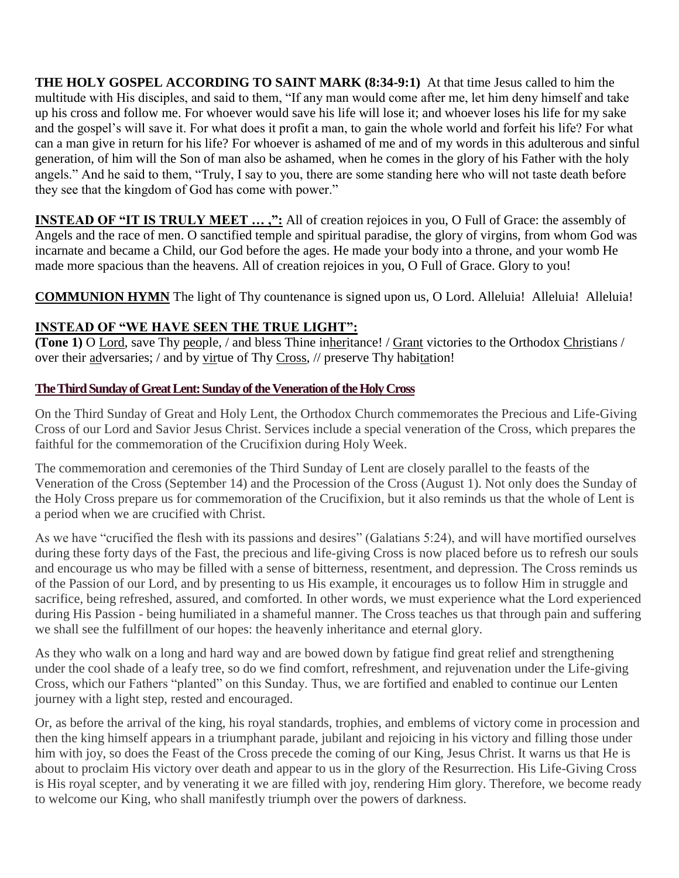**THE HOLY GOSPEL ACCORDING TO SAINT MARK (8:34-9:1)** At that time Jesus called to him the multitude with His disciples, and said to them, "If any man would come after me, let him deny himself and take up his cross and follow me. For whoever would save his life will lose it; and whoever loses his life for my sake and the gospel's will save it. For what does it profit a man, to gain the whole world and forfeit his life? For what can a man give in return for his life? For whoever is ashamed of me and of my words in this adulterous and sinful generation, of him will the Son of man also be ashamed, when he comes in the glory of his Father with the holy angels." And he said to them, "Truly, I say to you, there are some standing here who will not taste death before they see that the kingdom of God has come with power."

**INSTEAD OF "IT IS TRULY MEET … ,":** All of creation rejoices in you, O Full of Grace: the assembly of Angels and the race of men. O sanctified temple and spiritual paradise, the glory of virgins, from whom God was incarnate and became a Child, our God before the ages. He made your body into a throne, and your womb He made more spacious than the heavens. All of creation rejoices in you, O Full of Grace. Glory to you!

**COMMUNION HYMN** The light of Thy countenance is signed upon us, O Lord. Alleluia! Alleluia! Alleluia!

**INSTEAD OF "WE HAVE SEEN THE TRUE LIGHT":**
**(Tone 1)** O Lord, save Thy people, / and bless Thine inheritance! / Grant victories to the Orthodox Christians / over their adversaries; / and by virtue of Thy Cross, // preserve Thy habitation!

**The Third Sunday of Great Lent: Sunday of the Veneration of the Holy Cross**

On the Third Sunday of Great and Holy Lent, the Orthodox Church commemorates the Precious and Life-Giving Cross of our Lord and Savior Jesus Christ. Services include a special veneration of the Cross, which prepares the faithful for the commemoration of the Crucifixion during Holy Week.

The commemoration and ceremonies of the Third Sunday of Lent are closely parallel to the feasts of the Veneration of the Cross (September 14) and the Procession of the Cross (August 1). Not only does the Sunday of the Holy Cross prepare us for commemoration of the Crucifixion, but it also reminds us that the whole of Lent is a period when we are crucified with Christ.

As we have "crucified the flesh with its passions and desires" (Galatians 5:24), and will have mortified ourselves during these forty days of the Fast, the precious and life-giving Cross is now placed before us to refresh our souls and encourage us who may be filled with a sense of bitterness, resentment, and depression. The Cross reminds us of the Passion of our Lord, and by presenting to us His example, it encourages us to follow Him in struggle and sacrifice, being refreshed, assured, and comforted. In other words, we must experience what the Lord experienced during His Passion - being humiliated in a shameful manner. The Cross teaches us that through pain and suffering we shall see the fulfillment of our hopes: the heavenly inheritance and eternal glory.

As they who walk on a long and hard way and are bowed down by fatigue find great relief and strengthening under the cool shade of a leafy tree, so do we find comfort, refreshment, and rejuvenation under the Life-giving Cross, which our Fathers "planted" on this Sunday. Thus, we are fortified and enabled to continue our Lenten journey with a light step, rested and encouraged.

Or, as before the arrival of the king, his royal standards, trophies, and emblems of victory come in procession and then the king himself appears in a triumphant parade, jubilant and rejoicing in his victory and filling those under him with joy, so does the Feast of the Cross precede the coming of our King, Jesus Christ. It warns us that He is about to proclaim His victory over death and appear to us in the glory of the Resurrection. His Life-Giving Cross is His royal scepter, and by venerating it we are filled with joy, rendering Him glory. Therefore, we become ready to welcome our King, who shall manifestly triumph over the powers of darkness.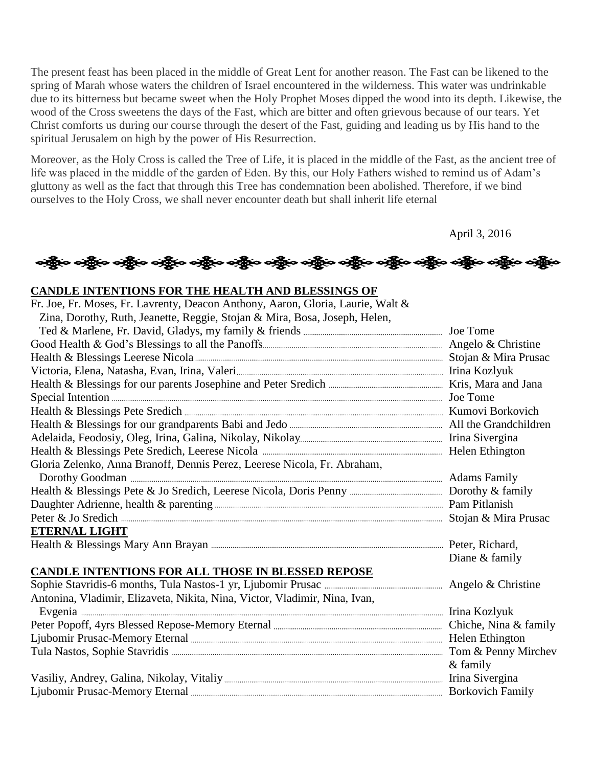The present feast has been placed in the middle of Great Lent for another reason. The Fast can be likened to the spring of Marah whose waters the children of Israel encountered in the wilderness. This water was undrinkable due to its bitterness but became sweet when the Holy Prophet Moses dipped the wood into its depth. Likewise, the wood of the Cross sweetens the days of the Fast, which are bitter and often grievous because of our tears. Yet Christ comforts us during our course through the desert of the Fast, guiding and leading us by His hand to the spiritual Jerusalem on high by the power of His Resurrection.

Moreover, as the Holy Cross is called the Tree of Life, it is placed in the middle of the Fast, as the ancient tree of life was placed in the middle of the garden of Eden. By this, our Holy Fathers wished to remind us of Adam's gluttony as well as the fact that through this Tree has condemnation been abolished. Therefore, if we bind ourselves to the Holy Cross, we shall never encounter death but shall inherit life eternal

April 3, 2016

## CANDLE INTENTIONS FOR THE HEALTH AND BLESSINGS OF

| Intention | From |
|---|---|
| Fr. Joe, Fr. Moses, Fr. Lavrenty, Deacon Anthony, Aaron, Gloria, Laurie, Walt & Zina, Dorothy, Ruth, Jeanette, Reggie, Stojan & Mira, Bosa, Joseph, Helen, Ted & Marlene, Fr. David, Gladys, my family & friends | Joe Tome |
| Good Health & God's Blessings to all the Panoffs | Angelo & Christine |
| Health & Blessings Leerese Nicola | Stojan & Mira Prusac |
| Victoria, Elena, Natasha, Evan, Irina, Valeri | Irina Kozlyuk |
| Health & Blessings for our parents Josephine and Peter Sredich | Kris, Mara and Jana |
| Special Intention | Joe Tome |
| Health & Blessings Pete Sredich | Kumovi Borkovich |
| Health & Blessings for our grandparents Babi and Jedo | All the Grandchildren |
| Adelaida, Feodosiy, Oleg, Irina, Galina, Nikolay, Nikolay | Irina Sivergina |
| Health & Blessings Pete Sredich, Leerese Nicola | Helen Ethington |
| Gloria Zelenko, Anna Branoff, Dennis Perez, Leerese Nicola, Fr. Abraham, Dorothy Goodman | Adams Family |
| Health & Blessings Pete & Jo Sredich, Leerese Nicola, Doris Penny | Dorothy & family |
| Daughter Adrienne, health & parenting | Pam Pitlanish |
| Peter & Jo Sredich | Stojan & Mira Prusac |

## ETERNAL LIGHT

| Intention | From |
|---|---|
| Health & Blessings Mary Ann Brayan | Peter, Richard, Diane & family |

## CANDLE INTENTIONS FOR ALL THOSE IN BLESSED REPOSE

| Intention | From |
|---|---|
| Sophie Stavridis-6 months, Tula Nastos-1 yr, Ljubomir Prusac | Angelo & Christine |
| Antonina, Vladimir, Elizaveta, Nikita, Nina, Victor, Vladimir, Nina, Ivan, Evgenia | Irina Kozlyuk |
| Peter Popoff, 4yrs Blessed Repose-Memory Eternal | Chiche, Nina & family |
| Ljubomir Prusac-Memory Eternal | Helen Ethington |
| Tula Nastos, Sophie Stavridis | Tom & Penny Mirchev & family |
| Vasiliy, Andrey, Galina, Nikolay, Vitaliy | Irina Sivergina |
| Ljubomir Prusac-Memory Eternal | Borkovich Family |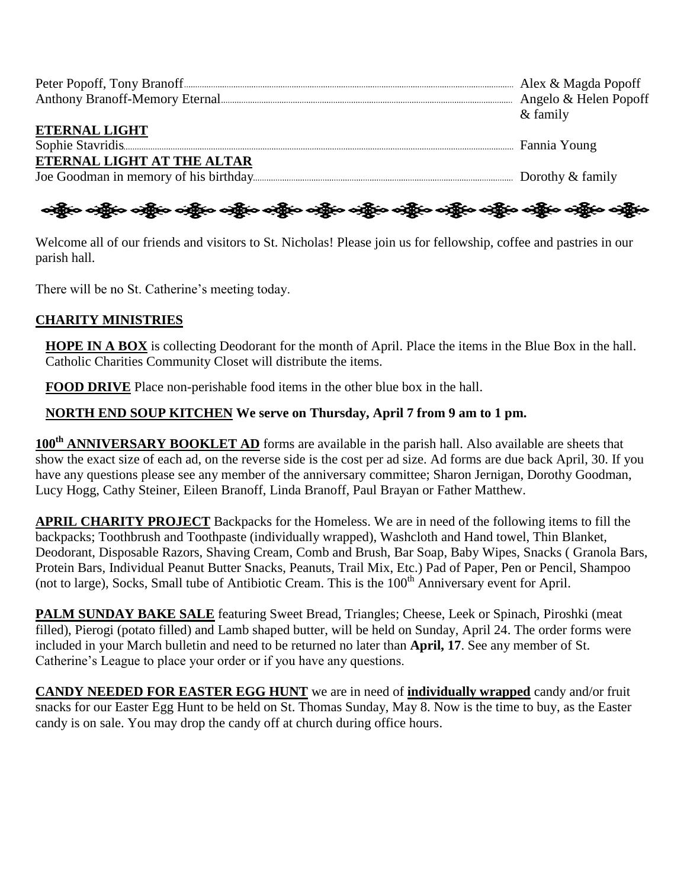Peter Popoff, Tony Branoff ........ Alex & Magda Popoff
Anthony Branoff-Memory Eternal ........ Angelo & Helen Popoff & family

**ETERNAL LIGHT**

Sophie Stavridis ........ Fannia Young

**ETERNAL LIGHT AT THE ALTAR**

Joe Goodman in memory of his birthday ........ Dorothy & family

Welcome all of our friends and visitors to St. Nicholas! Please join us for fellowship, coffee and pastries in our parish hall.

There will be no St. Catherine's meeting today.

**CHARITY MINISTRIES**

**HOPE IN A BOX** is collecting Deodorant for the month of April. Place the items in the Blue Box in the hall. Catholic Charities Community Closet will distribute the items.

**FOOD DRIVE** Place non-perishable food items in the other blue box in the hall.

**NORTH END SOUP KITCHEN We serve on Thursday, April 7 from 9 am to 1 pm.**

**100th ANNIVERSARY BOOKLET AD** forms are available in the parish hall. Also available are sheets that show the exact size of each ad, on the reverse side is the cost per ad size. Ad forms are due back April, 30. If you have any questions please see any member of the anniversary committee; Sharon Jernigan, Dorothy Goodman, Lucy Hogg, Cathy Steiner, Eileen Branoff, Linda Branoff, Paul Brayan or Father Matthew.

**APRIL CHARITY PROJECT** Backpacks for the Homeless. We are in need of the following items to fill the backpacks; Toothbrush and Toothpaste (individually wrapped), Washcloth and Hand towel, Thin Blanket, Deodorant, Disposable Razors, Shaving Cream, Comb and Brush, Bar Soap, Baby Wipes, Snacks ( Granola Bars, Protein Bars, Individual Peanut Butter Snacks, Peanuts, Trail Mix, Etc.) Pad of Paper, Pen or Pencil, Shampoo (not to large), Socks, Small tube of Antibiotic Cream. This is the 100th Anniversary event for April.

**PALM SUNDAY BAKE SALE** featuring Sweet Bread, Triangles; Cheese, Leek or Spinach, Piroshki (meat filled), Pierogi (potato filled) and Lamb shaped butter, will be held on Sunday, April 24. The order forms were included in your March bulletin and need to be returned no later than **April, 17**. See any member of St. Catherine's League to place your order or if you have any questions.

**CANDY NEEDED FOR EASTER EGG HUNT** we are in need of **individually wrapped** candy and/or fruit snacks for our Easter Egg Hunt to be held on St. Thomas Sunday, May 8. Now is the time to buy, as the Easter candy is on sale. You may drop the candy off at church during office hours.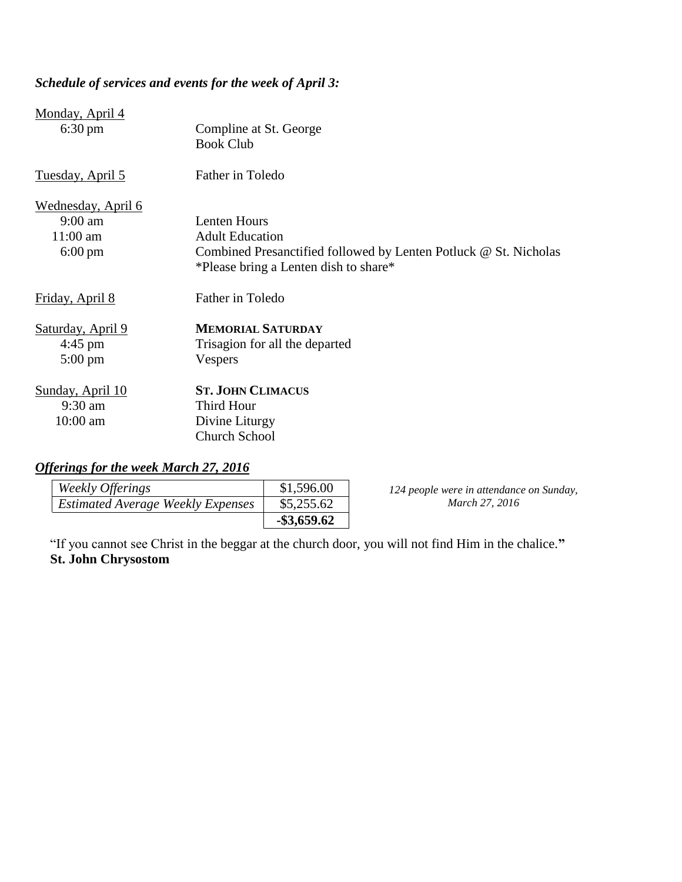***Schedule of services and events for the week of April 3:***

| | | |
|---|---|---|
| Monday, April 4 | | |
| | 6:30 pm | Compline at St. George |
| | | Book Club |
| Tuesday, April 5 | | Father in Toledo |
| Wednesday, April 6 | | |
| | 9:00 am | Lenten Hours |
| | 11:00 am | Adult Education |
| | 6:00 pm | Combined Presanctified followed by Lenten Potluck @ St. Nicholas |
| | | *Please bring a Lenten dish to share* |
| Friday, April 8 | | Father in Toledo |
| Saturday, April 9 | | **MEMORIAL SATURDAY** |
| | 4:45 pm | Trisagion for all the departed |
| | 5:00 pm | Vespers |
| Sunday, April 10 | | **ST. JOHN CLIMACUS** |
| | 9:30 am | Third Hour |
| | 10:00 am | Divine Liturgy |
| | | Church School |

***Offerings for the week March 27, 2016***

| | |
|---|---|
| *Weekly Offerings* | $1,596.00 |
| *Estimated Average Weekly Expenses* | $5,255.62 |
| | **-$3,659.62** |

*124 people were in attendance on Sunday, March 27, 2016*

"If you cannot see Christ in the beggar at the church door, you will not find Him in the chalice."
**St. John Chrysostom**